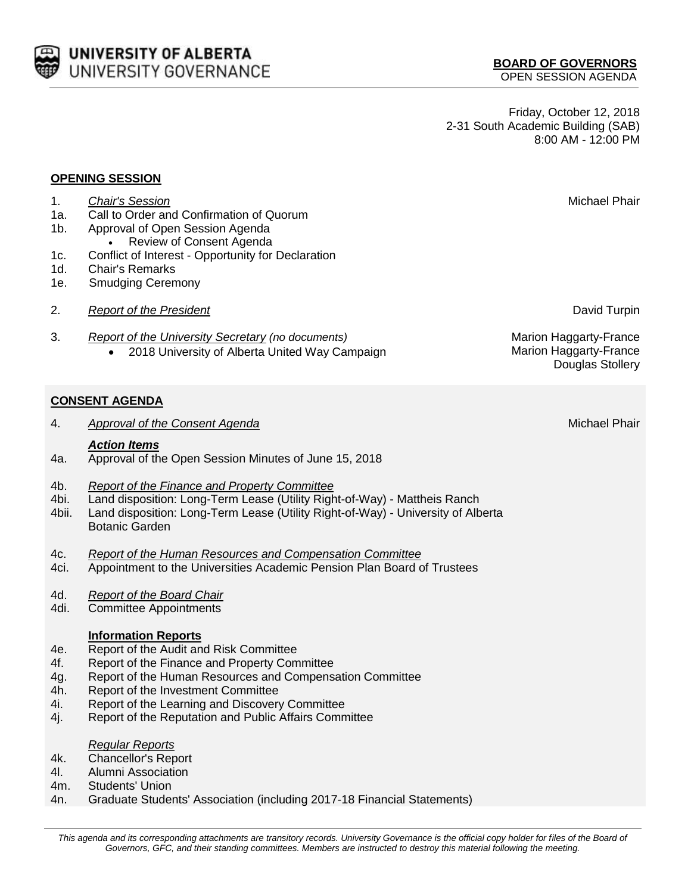UNIVERSITY OF ALBERTA
UNIVERSITY GOVERNANCE

**BOARD OF GOVERNORS**
OPEN SESSION AGENDA

Friday, October 12, 2018
2-31 South Academic Building (SAB)
8:00 AM - 12:00 PM

## OPENING SESSION

1. *Chair's Session* — Michael Phair
1a. Call to Order and Confirmation of Quorum
1b. Approval of Open Session Agenda
    - Review of Consent Agenda
1c. Conflict of Interest - Opportunity for Declaration
1d. Chair's Remarks
1e. Smudging Ceremony

2. *Report of the President* — David Turpin

3. *Report of the University Secretary* *(no documents)* — Marion Haggarty-France
    - 2018 University of Alberta United Way Campaign — Marion Haggarty-France, Douglas Stollery

## CONSENT AGENDA

4. *Approval of the Consent Agenda* — Michael Phair

***Action Items***

4a. Approval of the Open Session Minutes of June 15, 2018

4b. *Report of the Finance and Property Committee*
4bi. Land disposition: Long-Term Lease (Utility Right-of-Way) - Mattheis Ranch
4bii. Land disposition: Long-Term Lease (Utility Right-of-Way) - University of Alberta Botanic Garden

4c. *Report of the Human Resources and Compensation Committee*
4ci. Appointment to the Universities Academic Pension Plan Board of Trustees

4d. *Report of the Board Chair*
4di. Committee Appointments

**Information Reports**

4e. Report of the Audit and Risk Committee
4f. Report of the Finance and Property Committee
4g. Report of the Human Resources and Compensation Committee
4h. Report of the Investment Committee
4i. Report of the Learning and Discovery Committee
4j. Report of the Reputation and Public Affairs Committee

*Regular Reports*

4k. Chancellor's Report
4l. Alumni Association
4m. Students' Union
4n. Graduate Students' Association (including 2017-18 Financial Statements)

*This agenda and its corresponding attachments are transitory records. University Governance is the official copy holder for files of the Board of Governors, GFC, and their standing committees. Members are instructed to destroy this material following the meeting.*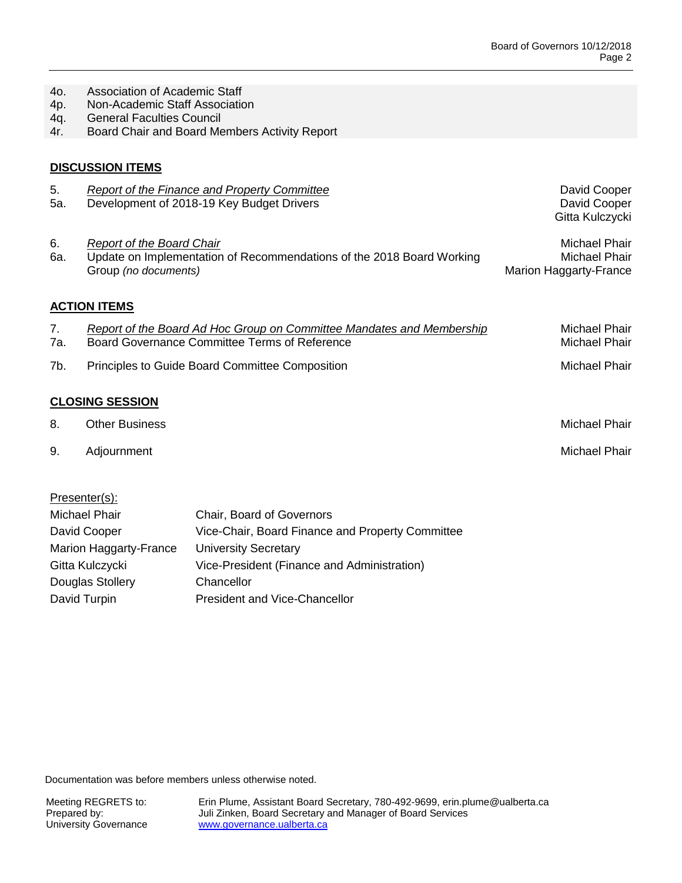4o. Association of Academic Staff
4p. Non-Academic Staff Association
4q. General Faculties Council
4r. Board Chair and Board Members Activity Report

**DISCUSSION ITEMS**

| | | |
|---|---|---|
| 5. | *Report of the Finance and Property Committee* | David Cooper |
| 5a. | Development of 2018-19 Key Budget Drivers | David Cooper<br>Gitta Kulczycki |
| 6. | *Report of the Board Chair* | Michael Phair |
| 6a. | Update on Implementation of Recommendations of the 2018 Board Working Group *(no documents)* | Michael Phair<br>Marion Haggarty-France |

**ACTION ITEMS**

| | | |
|---|---|---|
| 7. | *Report of the Board Ad Hoc Group on Committee Mandates and Membership* | Michael Phair |
| 7a. | Board Governance Committee Terms of Reference | Michael Phair |
| 7b. | Principles to Guide Board Committee Composition | Michael Phair |

**CLOSING SESSION**

| | | |
|---|---|---|
| 8. | Other Business | Michael Phair |
| 9. | Adjournment | Michael Phair |

Presenter(s):

| | |
|---|---|
| Michael Phair | Chair, Board of Governors |
| David Cooper | Vice-Chair, Board Finance and Property Committee |
| Marion Haggarty-France | University Secretary |
| Gitta Kulczycki | Vice-President (Finance and Administration) |
| Douglas Stollery | Chancellor |
| David Turpin | President and Vice-Chancellor |

Documentation was before members unless otherwise noted.

Meeting REGRETS to: Erin Plume, Assistant Board Secretary, 780-492-9699, erin.plume@ualberta.ca
Prepared by: Juli Zinken, Board Secretary and Manager of Board Services
University Governance www.governance.ualberta.ca